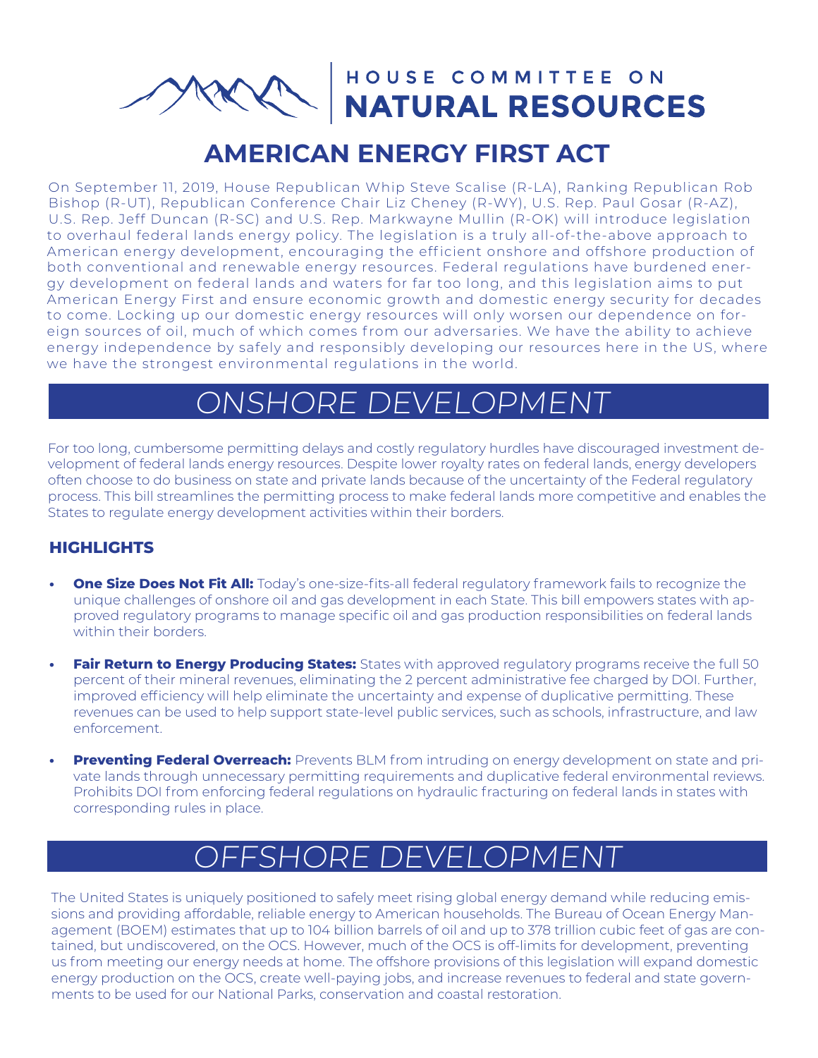# HOUSE COMMITTEE ON NATURAL RESOURCES

## AMERICAN ENERGY FIRST ACT

On September 11, 2019, House Republican Whip Steve Scalise (R-LA), Ranking Republican Rob Bishop (R-UT), Republican Conference Chair Liz Cheney (R-WY), U.S. Rep. Paul Gosar (R-AZ), U.S. Rep. Jeff Duncan (R-SC) and U.S. Rep. Markwayne Mullin (R-OK) will introduce legislation to overhaul federal lands energy policy. The legislation is a truly all-of-the-above approach to American energy development, encouraging the efficient onshore and offshore production of both conventional and renewable energy resources. Federal regulations have burdened energy development on federal lands and waters for far too long, and this legislation aims to put American Energy First and ensure economic growth and domestic energy security for decades to come. Locking up our domestic energy resources will only worsen our dependence on foreign sources of oil, much of which comes from our adversaries. We have the ability to achieve energy independence by safely and responsibly developing our resources here in the US, where we have the strongest environmental regulations in the world.

## *ONSHORE DEVELOPMENT*

For too long, cumbersome permitting delays and costly regulatory hurdles have discouraged investment development of federal lands energy resources. Despite lower royalty rates on federal lands, energy developers often choose to do business on state and private lands because of the uncertainty of the Federal regulatory process. This bill streamlines the permitting process to make federal lands more competitive and enables the States to regulate energy development activities within their borders.

### HIGHLIGHTS

- **One Size Does Not Fit All:** Today's one-size-fits-all federal regulatory framework fails to recognize the unique challenges of onshore oil and gas development in each State. This bill empowers states with approved regulatory programs to manage specific oil and gas production responsibilities on federal lands within their borders.
- **Fair Return to Energy Producing States:** States with approved regulatory programs receive the full 50 percent of their mineral revenues, eliminating the 2 percent administrative fee charged by DOI. Further, improved efficiency will help eliminate the uncertainty and expense of duplicative permitting. These revenues can be used to help support state-level public services, such as schools, infrastructure, and law enforcement.
- **Preventing Federal Overreach:** Prevents BLM from intruding on energy development on state and private lands through unnecessary permitting requirements and duplicative federal environmental reviews. Prohibits DOI from enforcing federal regulations on hydraulic fracturing on federal lands in states with corresponding rules in place.

## *OFFSHORE DEVELOPMENT*

The United States is uniquely positioned to safely meet rising global energy demand while reducing emissions and providing affordable, reliable energy to American households. The Bureau of Ocean Energy Management (BOEM) estimates that up to 104 billion barrels of oil and up to 378 trillion cubic feet of gas are contained, but undiscovered, on the OCS. However, much of the OCS is off-limits for development, preventing us from meeting our energy needs at home. The offshore provisions of this legislation will expand domestic energy production on the OCS, create well-paying jobs, and increase revenues to federal and state governments to be used for our National Parks, conservation and coastal restoration.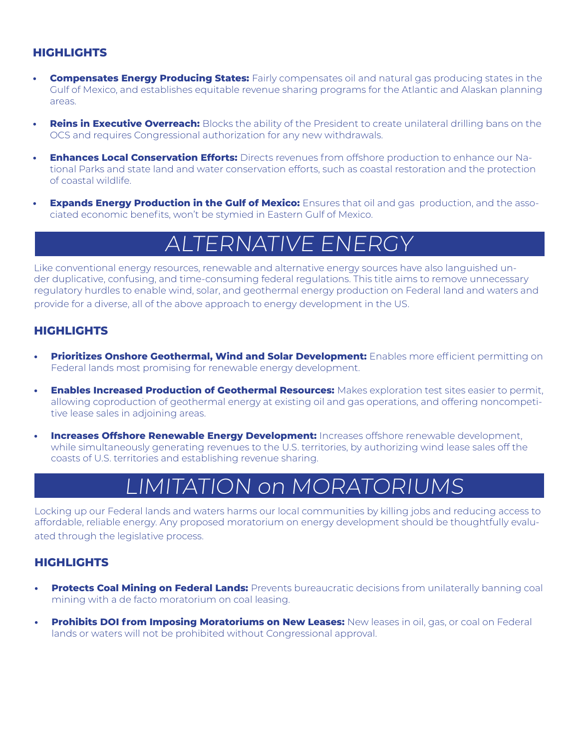### HIGHLIGHTS

- **Compensates Energy Producing States:** Fairly compensates oil and natural gas producing states in the Gulf of Mexico, and establishes equitable revenue sharing programs for the Atlantic and Alaskan planning areas.
- **Reins in Executive Overreach:** Blocks the ability of the President to create unilateral drilling bans on the OCS and requires Congressional authorization for any new withdrawals.
- **Enhances Local Conservation Efforts:** Directs revenues from offshore production to enhance our National Parks and state land and water conservation efforts, such as coastal restoration and the protection of coastal wildlife.
- **Expands Energy Production in the Gulf of Mexico:** Ensures that oil and gas production, and the associated economic benefits, won't be stymied in Eastern Gulf of Mexico.

## *ALTERNATIVE ENERGY*

Like conventional energy resources, renewable and alternative energy sources have also languished under duplicative, confusing, and time-consuming federal regulations. This title aims to remove unnecessary regulatory hurdles to enable wind, solar, and geothermal energy production on Federal land and waters and provide for a diverse, all of the above approach to energy development in the US.

### HIGHLIGHTS

- **Prioritizes Onshore Geothermal, Wind and Solar Development:** Enables more efficient permitting on Federal lands most promising for renewable energy development.
- **Enables Increased Production of Geothermal Resources:** Makes exploration test sites easier to permit, allowing coproduction of geothermal energy at existing oil and gas operations, and offering noncompetitive lease sales in adjoining areas.
- **Increases Offshore Renewable Energy Development:** Increases offshore renewable development, while simultaneously generating revenues to the U.S. territories, by authorizing wind lease sales off the coasts of U.S. territories and establishing revenue sharing.

## *LIMITATION on MORATORIUMS*

Locking up our Federal lands and waters harms our local communities by killing jobs and reducing access to affordable, reliable energy. Any proposed moratorium on energy development should be thoughtfully evaluated through the legislative process.

### HIGHLIGHTS

- **Protects Coal Mining on Federal Lands:** Prevents bureaucratic decisions from unilaterally banning coal mining with a de facto moratorium on coal leasing.
- **Prohibits DOI from Imposing Moratoriums on New Leases:** New leases in oil, gas, or coal on Federal lands or waters will not be prohibited without Congressional approval.